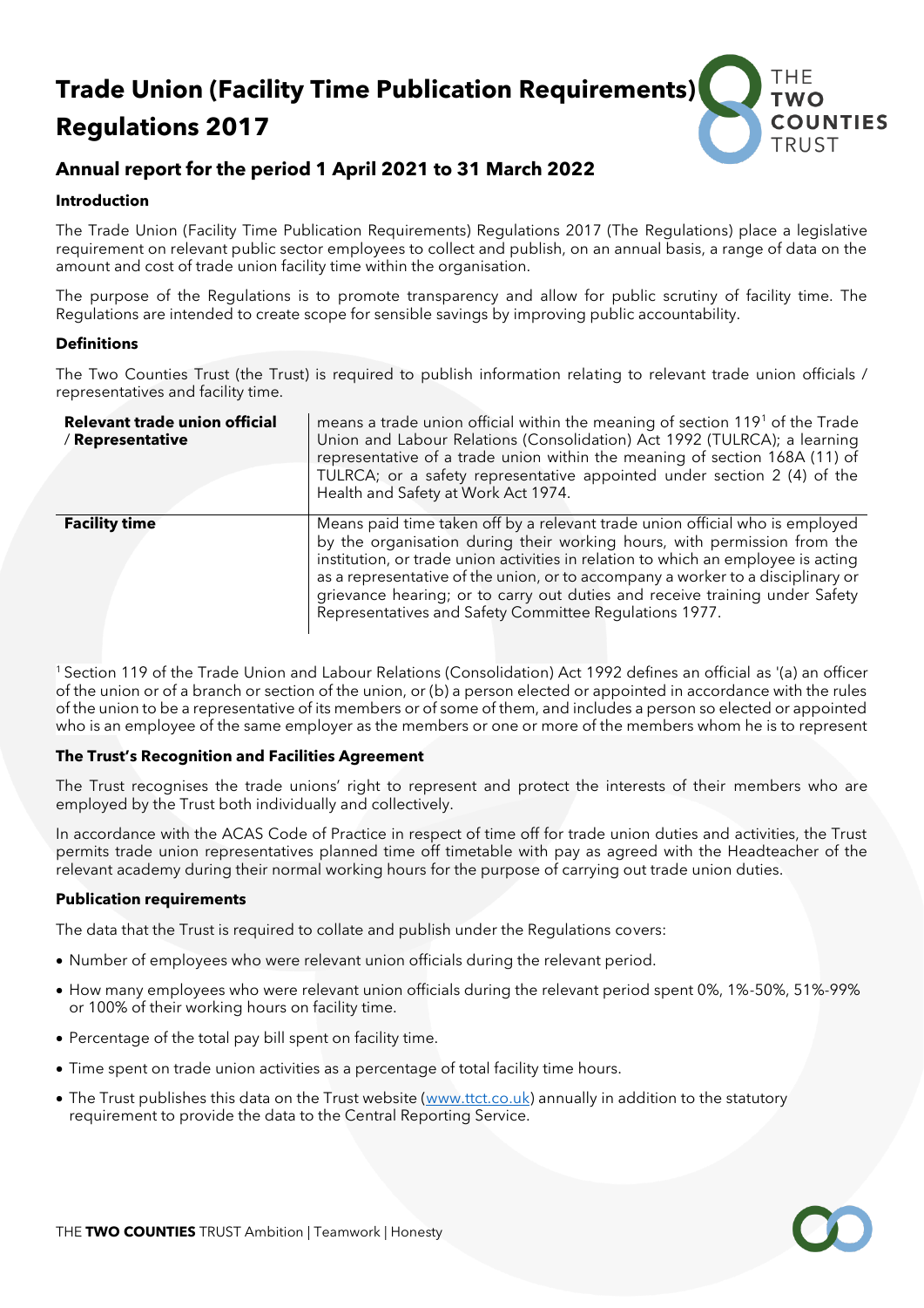# Trade Union (Facility Time Publication Requirements) Regulations 2017

## Annual report for the period 1 April 2021 to 31 March 2022

### Introduction

The Trade Union (Facility Time Publication Requirements) Regulations 2017 (The Regulations) place a legislative requirement on relevant public sector employees to collect and publish, on an annual basis, a range of data on the amount and cost of trade union facility time within the organisation.

The purpose of the Regulations is to promote transparency and allow for public scrutiny of facility time. The Regulations are intended to create scope for sensible savings by improving public accountability.

### Definitions

The Two Counties Trust (the Trust) is required to publish information relating to relevant trade union officials / representatives and facility time.

| | |
|---|---|
| **Relevant trade union official / Representative** | means a trade union official within the meaning of section 119[1] of the Trade Union and Labour Relations (Consolidation) Act 1992 (TULRCA); a learning representative of a trade union within the meaning of section 168A (11) of TULRCA; or a safety representative appointed under section 2 (4) of the Health and Safety at Work Act 1974. |
| **Facility time** | Means paid time taken off by a relevant trade union official who is employed by the organisation during their working hours, with permission from the institution, or trade union activities in relation to which an employee is acting as a representative of the union, or to accompany a worker to a disciplinary or grievance hearing; or to carry out duties and receive training under Safety Representatives and Safety Committee Regulations 1977. |

[1] Section 119 of the Trade Union and Labour Relations (Consolidation) Act 1992 defines an official as '(a) an officer of the union or of a branch or section of the union, or (b) a person elected or appointed in accordance with the rules of the union to be a representative of its members or of some of them, and includes a person so elected or appointed who is an employee of the same employer as the members or one or more of the members whom he is to represent

### The Trust's Recognition and Facilities Agreement

The Trust recognises the trade unions' right to represent and protect the interests of their members who are employed by the Trust both individually and collectively.

In accordance with the ACAS Code of Practice in respect of time off for trade union duties and activities, the Trust permits trade union representatives planned time off timetable with pay as agreed with the Headteacher of the relevant academy during their normal working hours for the purpose of carrying out trade union duties.

### Publication requirements

The data that the Trust is required to collate and publish under the Regulations covers:

- Number of employees who were relevant union officials during the relevant period.
- How many employees who were relevant union officials during the relevant period spent 0%, 1%-50%, 51%-99% or 100% of their working hours on facility time.
- Percentage of the total pay bill spent on facility time.
- Time spent on trade union activities as a percentage of total facility time hours.
- The Trust publishes this data on the Trust website (www.ttct.co.uk) annually in addition to the statutory requirement to provide the data to the Central Reporting Service.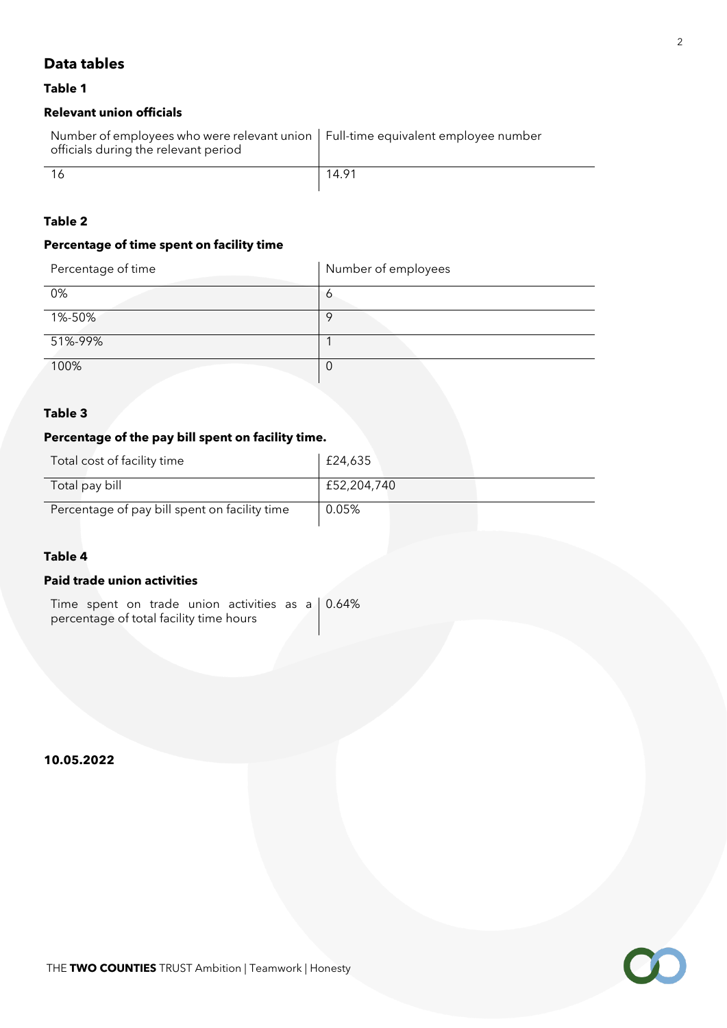## Data tables

### Table 1

**Relevant union officials**

| Number of employees who were relevant union officials during the relevant period | Full-time equivalent employee number |
|---|---|
| 16 | 14.91 |

### Table 2

**Percentage of time spent on facility time**

| Percentage of time | Number of employees |
|---|---|
| 0% | 6 |
| 1%-50% | 9 |
| 51%-99% | 1 |
| 100% | 0 |

### Table 3

**Percentage of the pay bill spent on facility time.**

| | |
|---|---|
| Total cost of facility time | £24,635 |
| Total pay bill | £52,204,740 |
| Percentage of pay bill spent on facility time | 0.05% |

### Table 4

**Paid trade union activities**

| | |
|---|---|
| Time spent on trade union activities as a percentage of total facility time hours | 0.64% |

**10.05.2022**

THE **TWO COUNTIES** TRUST Ambition | Teamwork | Honesty